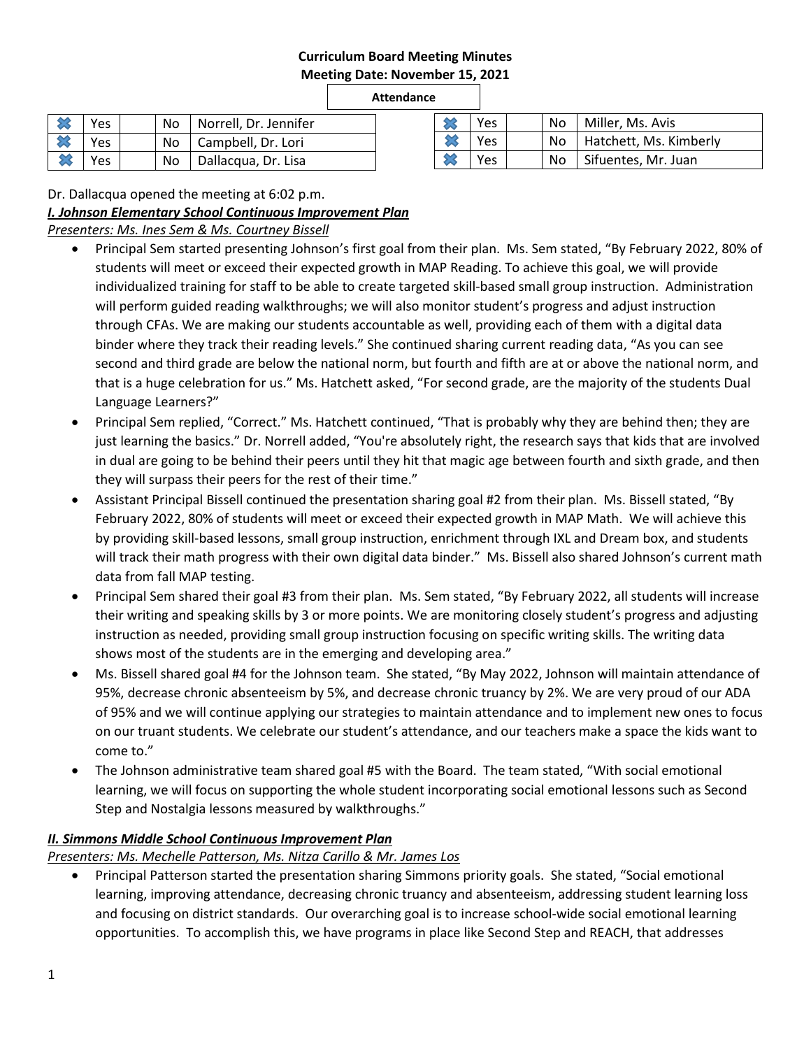**Curriculum Board Meeting Minutes**
**Meeting Date: November 15, 2021**

**Attendance**

| | | | | |
|---|---|---|---|---|
| ✖ | Yes | | No | Norrell, Dr. Jennifer |
| ✖ | Yes | | No | Campbell, Dr. Lori |
| ✖ | Yes | | No | Dallacqua, Dr. Lisa |

| | | | | |
|---|---|---|---|---|
| ✖ | Yes | | No | Miller, Ms. Avis |
| ✖ | Yes | | No | Hatchett, Ms. Kimberly |
| ✖ | Yes | | No | Sifuentes, Mr. Juan |

Dr. Dallacqua opened the meeting at 6:02 p.m.

***I. Johnson Elementary School Continuous Improvement Plan***

*Presenters: Ms. Ines Sem & Ms. Courtney Bissell*

- Principal Sem started presenting Johnson's first goal from their plan. Ms. Sem stated, "By February 2022, 80% of students will meet or exceed their expected growth in MAP Reading. To achieve this goal, we will provide individualized training for staff to be able to create targeted skill-based small group instruction. Administration will perform guided reading walkthroughs; we will also monitor student's progress and adjust instruction through CFAs. We are making our students accountable as well, providing each of them with a digital data binder where they track their reading levels." She continued sharing current reading data, "As you can see second and third grade are below the national norm, but fourth and fifth are at or above the national norm, and that is a huge celebration for us." Ms. Hatchett asked, "For second grade, are the majority of the students Dual Language Learners?"
- Principal Sem replied, "Correct." Ms. Hatchett continued, "That is probably why they are behind then; they are just learning the basics." Dr. Norrell added, "You're absolutely right, the research says that kids that are involved in dual are going to be behind their peers until they hit that magic age between fourth and sixth grade, and then they will surpass their peers for the rest of their time."
- Assistant Principal Bissell continued the presentation sharing goal #2 from their plan. Ms. Bissell stated, "By February 2022, 80% of students will meet or exceed their expected growth in MAP Math. We will achieve this by providing skill-based lessons, small group instruction, enrichment through IXL and Dream box, and students will track their math progress with their own digital data binder." Ms. Bissell also shared Johnson's current math data from fall MAP testing.
- Principal Sem shared their goal #3 from their plan. Ms. Sem stated, "By February 2022, all students will increase their writing and speaking skills by 3 or more points. We are monitoring closely student's progress and adjusting instruction as needed, providing small group instruction focusing on specific writing skills. The writing data shows most of the students are in the emerging and developing area."
- Ms. Bissell shared goal #4 for the Johnson team. She stated, "By May 2022, Johnson will maintain attendance of 95%, decrease chronic absenteeism by 5%, and decrease chronic truancy by 2%. We are very proud of our ADA of 95% and we will continue applying our strategies to maintain attendance and to implement new ones to focus on our truant students. We celebrate our student's attendance, and our teachers make a space the kids want to come to."
- The Johnson administrative team shared goal #5 with the Board. The team stated, "With social emotional learning, we will focus on supporting the whole student incorporating social emotional lessons such as Second Step and Nostalgia lessons measured by walkthroughs."

***II. Simmons Middle School Continuous Improvement Plan***

*Presenters: Ms. Mechelle Patterson, Ms. Nitza Carillo & Mr. James Los*

- Principal Patterson started the presentation sharing Simmons priority goals. She stated, "Social emotional learning, improving attendance, decreasing chronic truancy and absenteeism, addressing student learning loss and focusing on district standards. Our overarching goal is to increase school-wide social emotional learning opportunities. To accomplish this, we have programs in place like Second Step and REACH, that addresses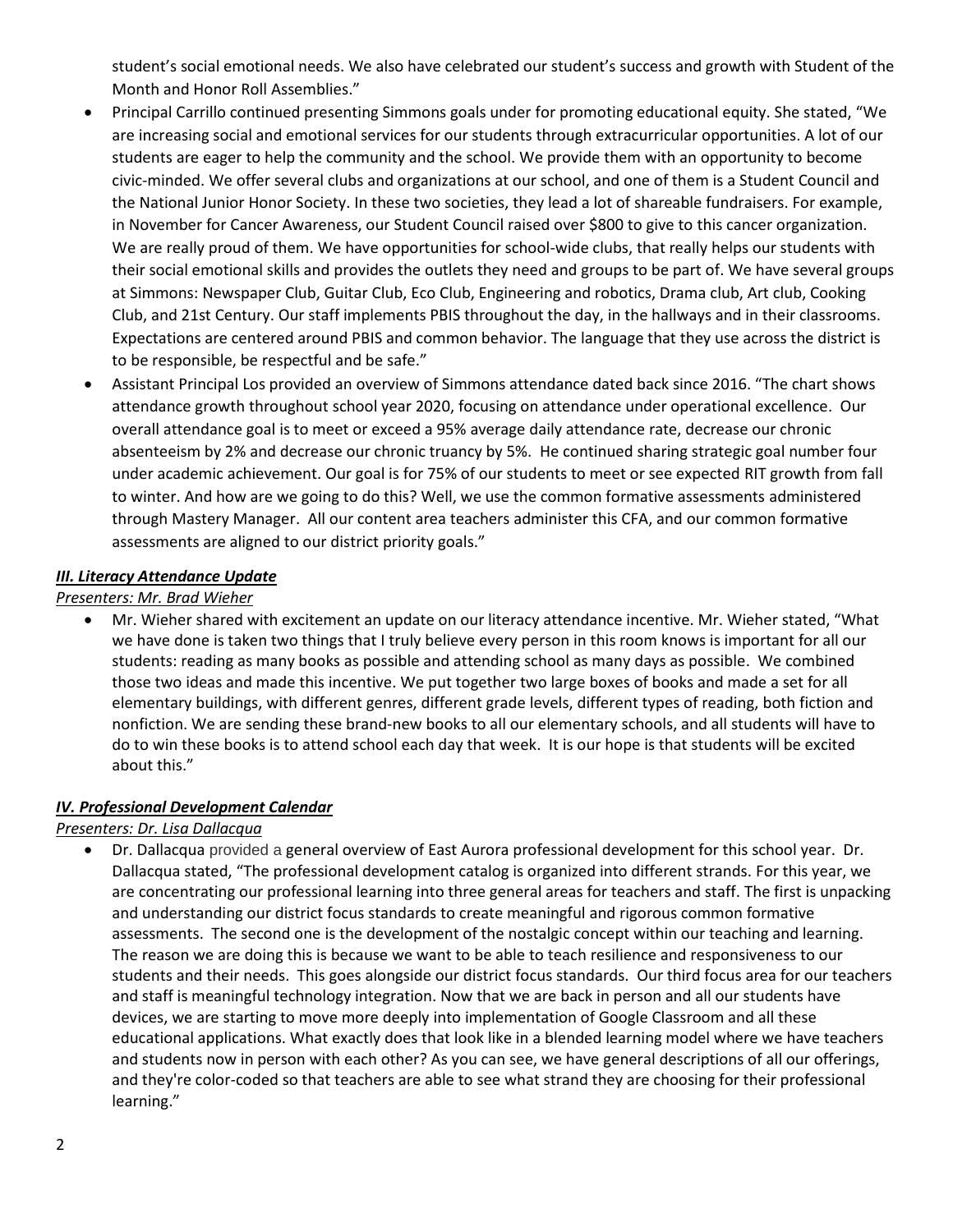student's social emotional needs. We also have celebrated our student's success and growth with Student of the Month and Honor Roll Assemblies."

- Principal Carrillo continued presenting Simmons goals under for promoting educational equity. She stated, "We are increasing social and emotional services for our students through extracurricular opportunities. A lot of our students are eager to help the community and the school. We provide them with an opportunity to become civic-minded. We offer several clubs and organizations at our school, and one of them is a Student Council and the National Junior Honor Society. In these two societies, they lead a lot of shareable fundraisers. For example, in November for Cancer Awareness, our Student Council raised over $800 to give to this cancer organization. We are really proud of them. We have opportunities for school-wide clubs, that really helps our students with their social emotional skills and provides the outlets they need and groups to be part of. We have several groups at Simmons: Newspaper Club, Guitar Club, Eco Club, Engineering and robotics, Drama club, Art club, Cooking Club, and 21st Century. Our staff implements PBIS throughout the day, in the hallways and in their classrooms. Expectations are centered around PBIS and common behavior. The language that they use across the district is to be responsible, be respectful and be safe."
- Assistant Principal Los provided an overview of Simmons attendance dated back since 2016. "The chart shows attendance growth throughout school year 2020, focusing on attendance under operational excellence. Our overall attendance goal is to meet or exceed a 95% average daily attendance rate, decrease our chronic absenteeism by 2% and decrease our chronic truancy by 5%. He continued sharing strategic goal number four under academic achievement. Our goal is for 75% of our students to meet or see expected RIT growth from fall to winter. And how are we going to do this? Well, we use the common formative assessments administered through Mastery Manager. All our content area teachers administer this CFA, and our common formative assessments are aligned to our district priority goals."

## ***III. Literacy Attendance Update***

*Presenters: Mr. Brad Wieher*

- Mr. Wieher shared with excitement an update on our literacy attendance incentive. Mr. Wieher stated, "What we have done is taken two things that I truly believe every person in this room knows is important for all our students: reading as many books as possible and attending school as many days as possible. We combined those two ideas and made this incentive. We put together two large boxes of books and made a set for all elementary buildings, with different genres, different grade levels, different types of reading, both fiction and nonfiction. We are sending these brand-new books to all our elementary schools, and all students will have to do to win these books is to attend school each day that week. It is our hope is that students will be excited about this."

## ***IV. Professional Development Calendar***

*Presenters: Dr. Lisa Dallacqua*

- Dr. Dallacqua provided a general overview of East Aurora professional development for this school year. Dr. Dallacqua stated, "The professional development catalog is organized into different strands. For this year, we are concentrating our professional learning into three general areas for teachers and staff. The first is unpacking and understanding our district focus standards to create meaningful and rigorous common formative assessments. The second one is the development of the nostalgic concept within our teaching and learning. The reason we are doing this is because we want to be able to teach resilience and responsiveness to our students and their needs. This goes alongside our district focus standards. Our third focus area for our teachers and staff is meaningful technology integration. Now that we are back in person and all our students have devices, we are starting to move more deeply into implementation of Google Classroom and all these educational applications. What exactly does that look like in a blended learning model where we have teachers and students now in person with each other? As you can see, we have general descriptions of all our offerings, and they're color-coded so that teachers are able to see what strand they are choosing for their professional learning."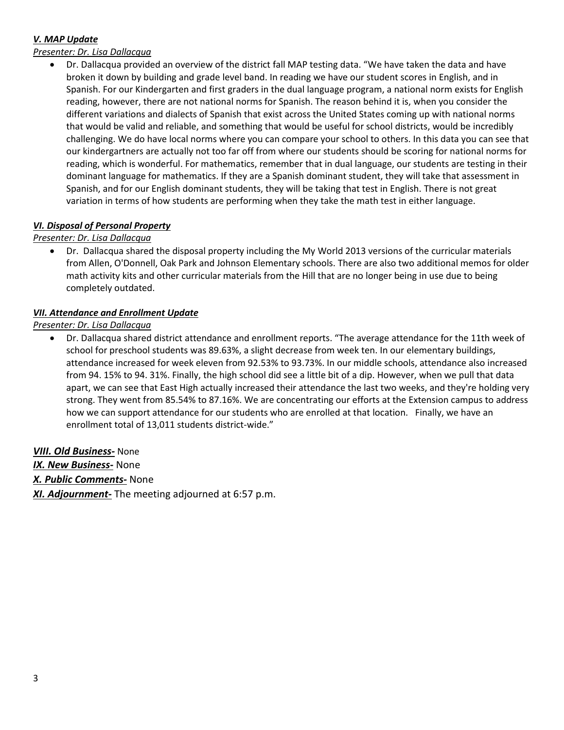***V. MAP Update***

*Presenter: Dr. Lisa Dallacqua*

- Dr. Dallacqua provided an overview of the district fall MAP testing data. “We have taken the data and have broken it down by building and grade level band. In reading we have our student scores in English, and in Spanish. For our Kindergarten and first graders in the dual language program, a national norm exists for English reading, however, there are not national norms for Spanish. The reason behind it is, when you consider the different variations and dialects of Spanish that exist across the United States coming up with national norms that would be valid and reliable, and something that would be useful for school districts, would be incredibly challenging. We do have local norms where you can compare your school to others. In this data you can see that our kindergartners are actually not too far off from where our students should be scoring for national norms for reading, which is wonderful. For mathematics, remember that in dual language, our students are testing in their dominant language for mathematics. If they are a Spanish dominant student, they will take that assessment in Spanish, and for our English dominant students, they will be taking that test in English. There is not great variation in terms of how students are performing when they take the math test in either language.

***VI. Disposal of Personal Property***

*Presenter: Dr. Lisa Dallacqua*

- Dr. Dallacqua shared the disposal property including the My World 2013 versions of the curricular materials from Allen, O'Donnell, Oak Park and Johnson Elementary schools. There are also two additional memos for older math activity kits and other curricular materials from the Hill that are no longer being in use due to being completely outdated.

***VII. Attendance and Enrollment Update***

*Presenter: Dr. Lisa Dallacqua*

- Dr. Dallacqua shared district attendance and enrollment reports. “The average attendance for the 11th week of school for preschool students was 89.63%, a slight decrease from week ten. In our elementary buildings, attendance increased for week eleven from 92.53% to 93.73%. In our middle schools, attendance also increased from 94. 15% to 94. 31%. Finally, the high school did see a little bit of a dip. However, when we pull that data apart, we can see that East High actually increased their attendance the last two weeks, and they're holding very strong. They went from 85.54% to 87.16%. We are concentrating our efforts at the Extension campus to address how we can support attendance for our students who are enrolled at that location. Finally, we have an enrollment total of 13,011 students district-wide.”

***VIII. Old Business-*** None

***IX. New Business-*** None

***X. Public Comments-*** None

***XI. Adjournment-*** The meeting adjourned at 6:57 p.m.